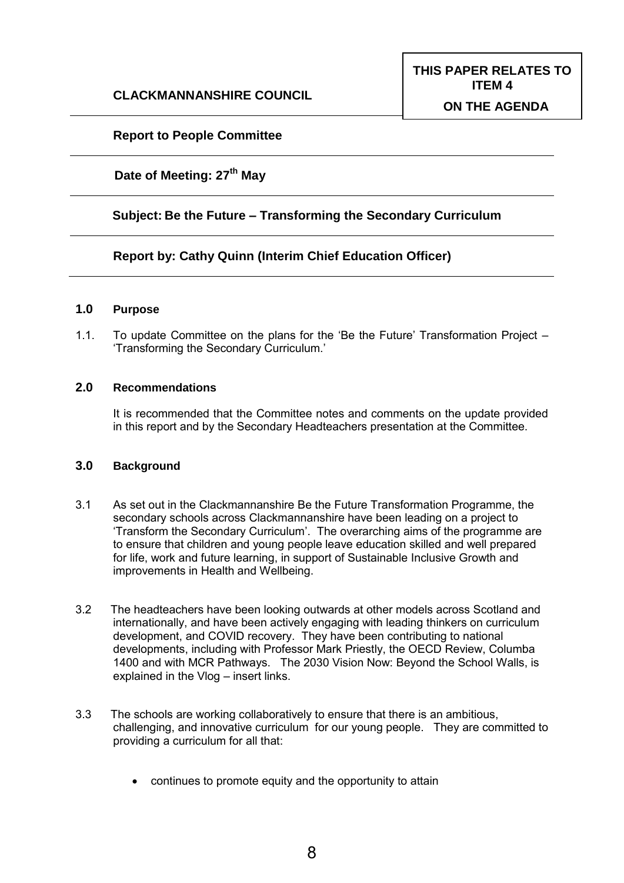**CLACKMANNANSHIRE COUNCIL**

**THIS PAPER RELATES TO ITEM 4**

**ON THE AGENDA**

**Report to People Committee**

**Date of Meeting: 27th May**

**Subject: Be the Future – Transforming the Secondary Curriculum**

**Report by: Cathy Quinn (Interim Chief Education Officer)**

## 1.0 Purpose

1.1. To update Committee on the plans for the 'Be the Future' Transformation Project – 'Transforming the Secondary Curriculum.'

## 2.0 Recommendations

It is recommended that the Committee notes and comments on the update provided in this report and by the Secondary Headteachers presentation at the Committee.

## 3.0 Background

3.1 As set out in the Clackmannanshire Be the Future Transformation Programme, the secondary schools across Clackmannanshire have been leading on a project to 'Transform the Secondary Curriculum'. The overarching aims of the programme are to ensure that children and young people leave education skilled and well prepared for life, work and future learning, in support of Sustainable Inclusive Growth and improvements in Health and Wellbeing.

3.2 The headteachers have been looking outwards at other models across Scotland and internationally, and have been actively engaging with leading thinkers on curriculum development, and COVID recovery. They have been contributing to national developments, including with Professor Mark Priestly, the OECD Review, Columba 1400 and with MCR Pathways. The 2030 Vision Now: Beyond the School Walls, is explained in the Vlog – insert links.

3.3 The schools are working collaboratively to ensure that there is an ambitious, challenging, and innovative curriculum for our young people. They are committed to providing a curriculum for all that:

- continues to promote equity and the opportunity to attain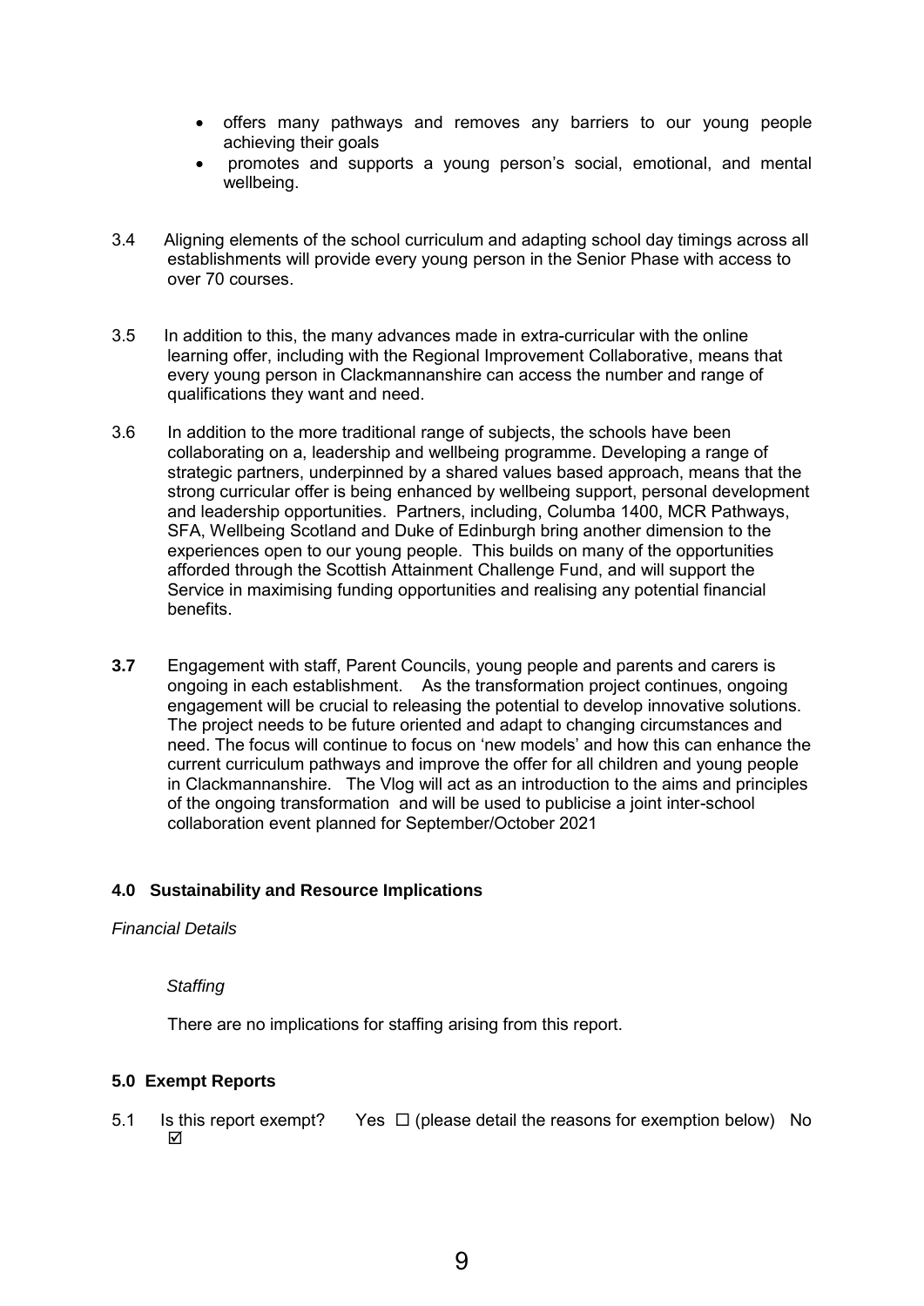- offers many pathways and removes any barriers to our young people achieving their goals
- promotes and supports a young person's social, emotional, and mental wellbeing.

3.4 Aligning elements of the school curriculum and adapting school day timings across all establishments will provide every young person in the Senior Phase with access to over 70 courses.

3.5 In addition to this, the many advances made in extra-curricular with the online learning offer, including with the Regional Improvement Collaborative, means that every young person in Clackmannanshire can access the number and range of qualifications they want and need.

3.6 In addition to the more traditional range of subjects, the schools have been collaborating on a, leadership and wellbeing programme. Developing a range of strategic partners, underpinned by a shared values based approach, means that the strong curricular offer is being enhanced by wellbeing support, personal development and leadership opportunities. Partners, including, Columba 1400, MCR Pathways, SFA, Wellbeing Scotland and Duke of Edinburgh bring another dimension to the experiences open to our young people. This builds on many of the opportunities afforded through the Scottish Attainment Challenge Fund, and will support the Service in maximising funding opportunities and realising any potential financial benefits.

**3.7** Engagement with staff, Parent Councils, young people and parents and carers is ongoing in each establishment. As the transformation project continues, ongoing engagement will be crucial to releasing the potential to develop innovative solutions. The project needs to be future oriented and adapt to changing circumstances and need. The focus will continue to focus on 'new models' and how this can enhance the current curriculum pathways and improve the offer for all children and young people in Clackmannanshire. The Vlog will act as an introduction to the aims and principles of the ongoing transformation and will be used to publicise a joint inter-school collaboration event planned for September/October 2021

### 4.0 Sustainability and Resource Implications

*Financial Details*

*Staffing*

There are no implications for staffing arising from this report.

### 5.0 Exempt Reports

5.1 Is this report exempt? Yes ☐ (please detail the reasons for exemption below) No ☑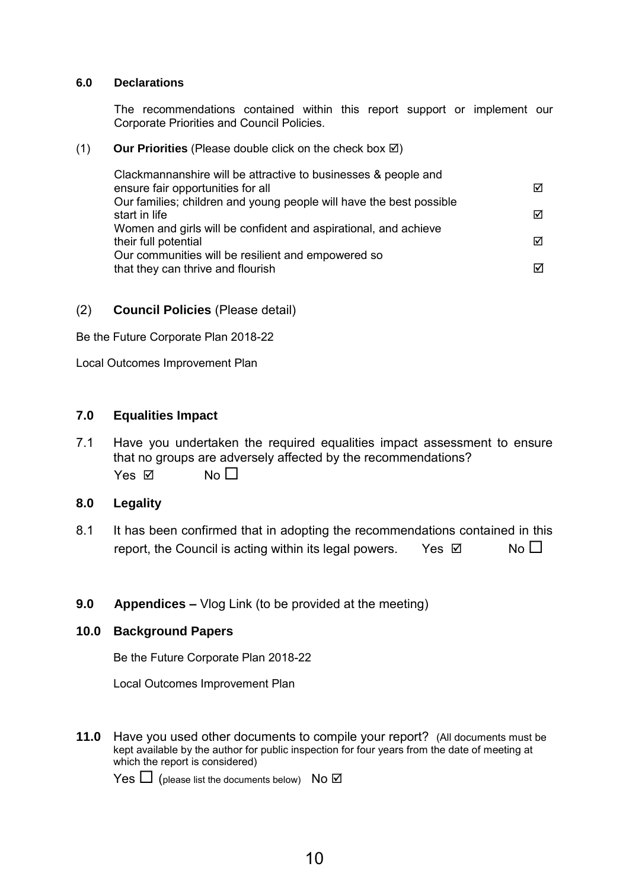## 6.0 Declarations

The recommendations contained within this report support or implement our Corporate Priorities and Council Policies.

(1) **Our Priorities** (Please double click on the check box ☑)

| | |
|---|---|
| Clackmannanshire will be attractive to businesses & people and ensure fair opportunities for all | ☑ |
| Our families; children and young people will have the best possible start in life | ☑ |
| Women and girls will be confident and aspirational, and achieve their full potential | ☑ |
| Our communities will be resilient and empowered so that they can thrive and flourish | ☑ |

(2) **Council Policies** (Please detail)

Be the Future Corporate Plan 2018-22

Local Outcomes Improvement Plan

## 7.0 Equalities Impact

7.1 Have you undertaken the required equalities impact assessment to ensure that no groups are adversely affected by the recommendations?
Yes ☑ No ☐

## 8.0 Legality

8.1 It has been confirmed that in adopting the recommendations contained in this report, the Council is acting within its legal powers. Yes ☑ No ☐

## 9.0 Appendices – Vlog Link (to be provided at the meeting)

## 10.0 Background Papers

Be the Future Corporate Plan 2018-22

Local Outcomes Improvement Plan

**11.0** Have you used other documents to compile your report? (All documents must be kept available by the author for public inspection for four years from the date of meeting at which the report is considered)

Yes ☐ (please list the documents below) No ☑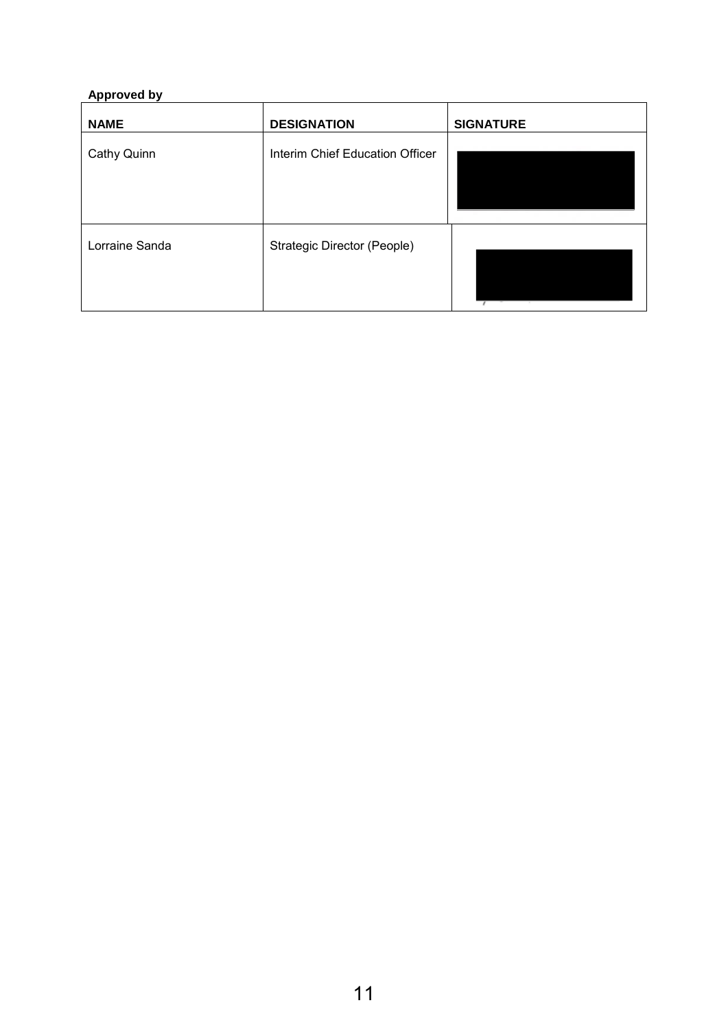**Approved by**

| NAME | DESIGNATION | SIGNATURE |
| --- | --- | --- |
| Cathy Quinn | Interim Chief Education Officer | |
| Lorraine Sanda | Strategic Director (People) | |